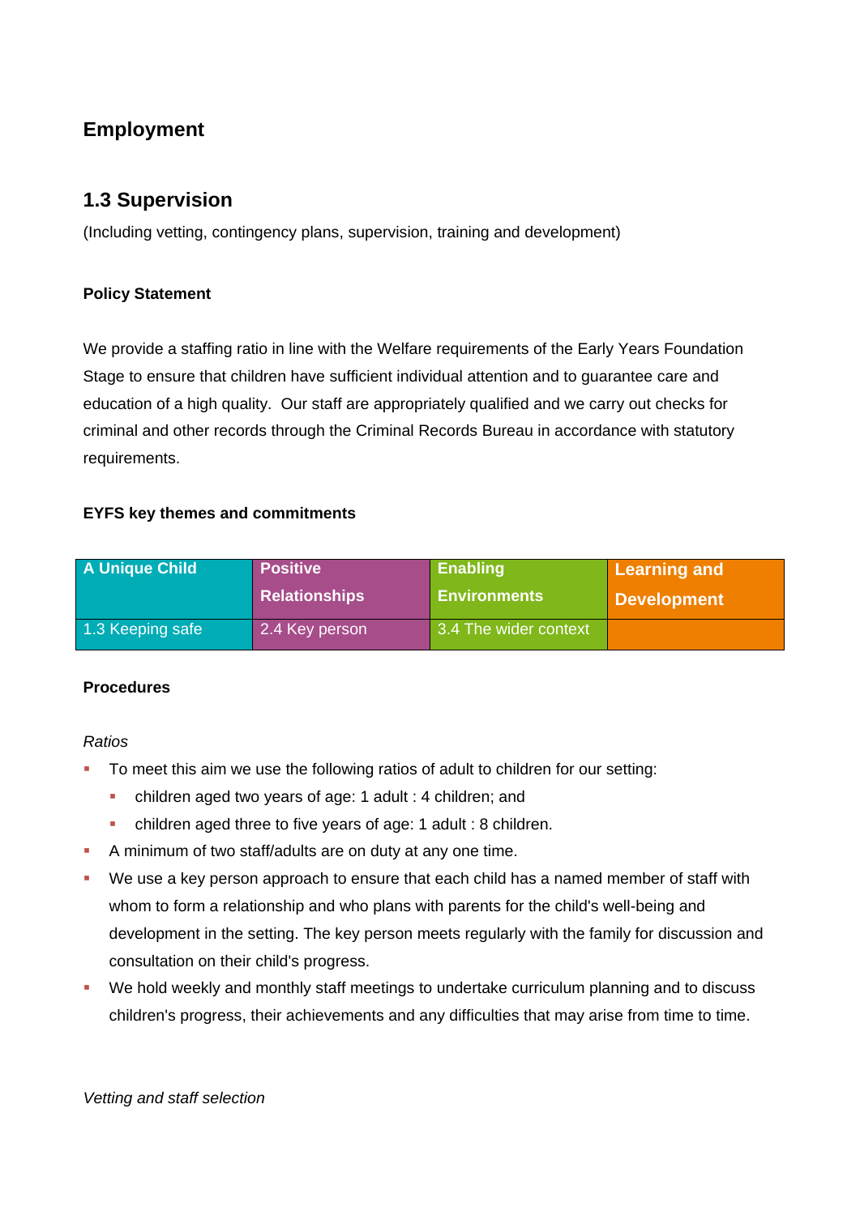# Employment

## 1.3 Supervision

(Including vetting, contingency plans, supervision, training and development)

**Policy Statement**

We provide a staffing ratio in line with the Welfare requirements of the Early Years Foundation Stage to ensure that children have sufficient individual attention and to guarantee care and education of a high quality. Our staff are appropriately qualified and we carry out checks for criminal and other records through the Criminal Records Bureau in accordance with statutory requirements.

**EYFS key themes and commitments**

| A Unique Child | Positive Relationships | Enabling Environments | Learning and Development |
|---|---|---|---|
| 1.3 Keeping safe | 2.4 Key person | 3.4 The wider context | |

**Procedures**

*Ratios*

- To meet this aim we use the following ratios of adult to children for our setting:
  - children aged two years of age: 1 adult : 4 children; and
  - children aged three to five years of age: 1 adult : 8 children.
- A minimum of two staff/adults are on duty at any one time.
- We use a key person approach to ensure that each child has a named member of staff with whom to form a relationship and who plans with parents for the child's well-being and development in the setting. The key person meets regularly with the family for discussion and consultation on their child's progress.
- We hold weekly and monthly staff meetings to undertake curriculum planning and to discuss children's progress, their achievements and any difficulties that may arise from time to time.

*Vetting and staff selection*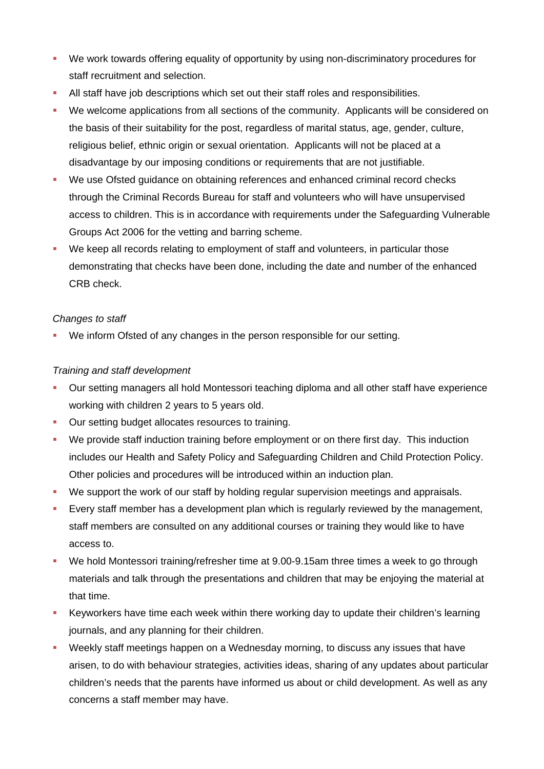- We work towards offering equality of opportunity by using non-discriminatory procedures for staff recruitment and selection.
- All staff have job descriptions which set out their staff roles and responsibilities.
- We welcome applications from all sections of the community. Applicants will be considered on the basis of their suitability for the post, regardless of marital status, age, gender, culture, religious belief, ethnic origin or sexual orientation. Applicants will not be placed at a disadvantage by our imposing conditions or requirements that are not justifiable.
- We use Ofsted guidance on obtaining references and enhanced criminal record checks through the Criminal Records Bureau for staff and volunteers who will have unsupervised access to children. This is in accordance with requirements under the Safeguarding Vulnerable Groups Act 2006 for the vetting and barring scheme.
- We keep all records relating to employment of staff and volunteers, in particular those demonstrating that checks have been done, including the date and number of the enhanced CRB check.

*Changes to staff*

- We inform Ofsted of any changes in the person responsible for our setting.

*Training and staff development*

- Our setting managers all hold Montessori teaching diploma and all other staff have experience working with children 2 years to 5 years old.
- Our setting budget allocates resources to training.
- We provide staff induction training before employment or on there first day. This induction includes our Health and Safety Policy and Safeguarding Children and Child Protection Policy. Other policies and procedures will be introduced within an induction plan.
- We support the work of our staff by holding regular supervision meetings and appraisals.
- Every staff member has a development plan which is regularly reviewed by the management, staff members are consulted on any additional courses or training they would like to have access to.
- We hold Montessori training/refresher time at 9.00-9.15am three times a week to go through materials and talk through the presentations and children that may be enjoying the material at that time.
- Keyworkers have time each week within there working day to update their children's learning journals, and any planning for their children.
- Weekly staff meetings happen on a Wednesday morning, to discuss any issues that have arisen, to do with behaviour strategies, activities ideas, sharing of any updates about particular children's needs that the parents have informed us about or child development. As well as any concerns a staff member may have.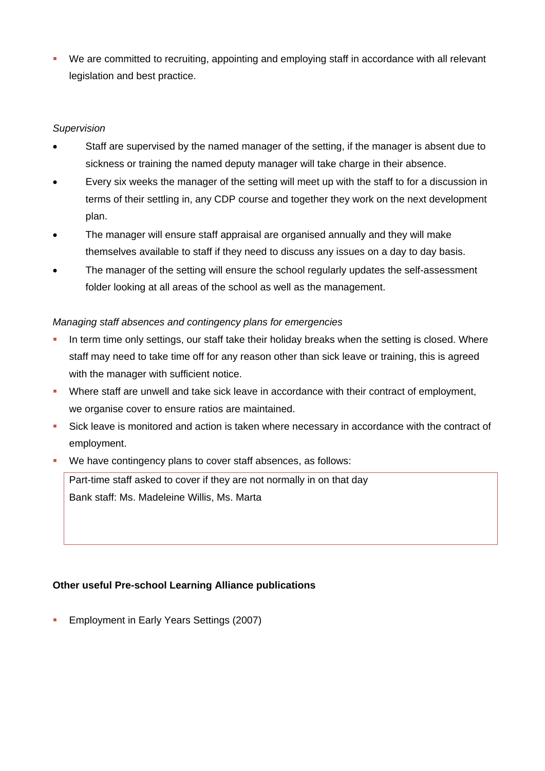- We are committed to recruiting, appointing and employing staff in accordance with all relevant legislation and best practice.

*Supervision*

- Staff are supervised by the named manager of the setting, if the manager is absent due to sickness or training the named deputy manager will take charge in their absence.
- Every six weeks the manager of the setting will meet up with the staff to for a discussion in terms of their settling in, any CDP course and together they work on the next development plan.
- The manager will ensure staff appraisal are organised annually and they will make themselves available to staff if they need to discuss any issues on a day to day basis.
- The manager of the setting will ensure the school regularly updates the self-assessment folder looking at all areas of the school as well as the management.

*Managing staff absences and contingency plans for emergencies*

- In term time only settings, our staff take their holiday breaks when the setting is closed. Where staff may need to take time off for any reason other than sick leave or training, this is agreed with the manager with sufficient notice.
- Where staff are unwell and take sick leave in accordance with their contract of employment, we organise cover to ensure ratios are maintained.
- Sick leave is monitored and action is taken where necessary in accordance with the contract of employment.
- We have contingency plans to cover staff absences, as follows:

Part-time staff asked to cover if they are not normally in on that day
Bank staff: Ms. Madeleine Willis, Ms. Marta

**Other useful Pre-school Learning Alliance publications**

- Employment in Early Years Settings (2007)